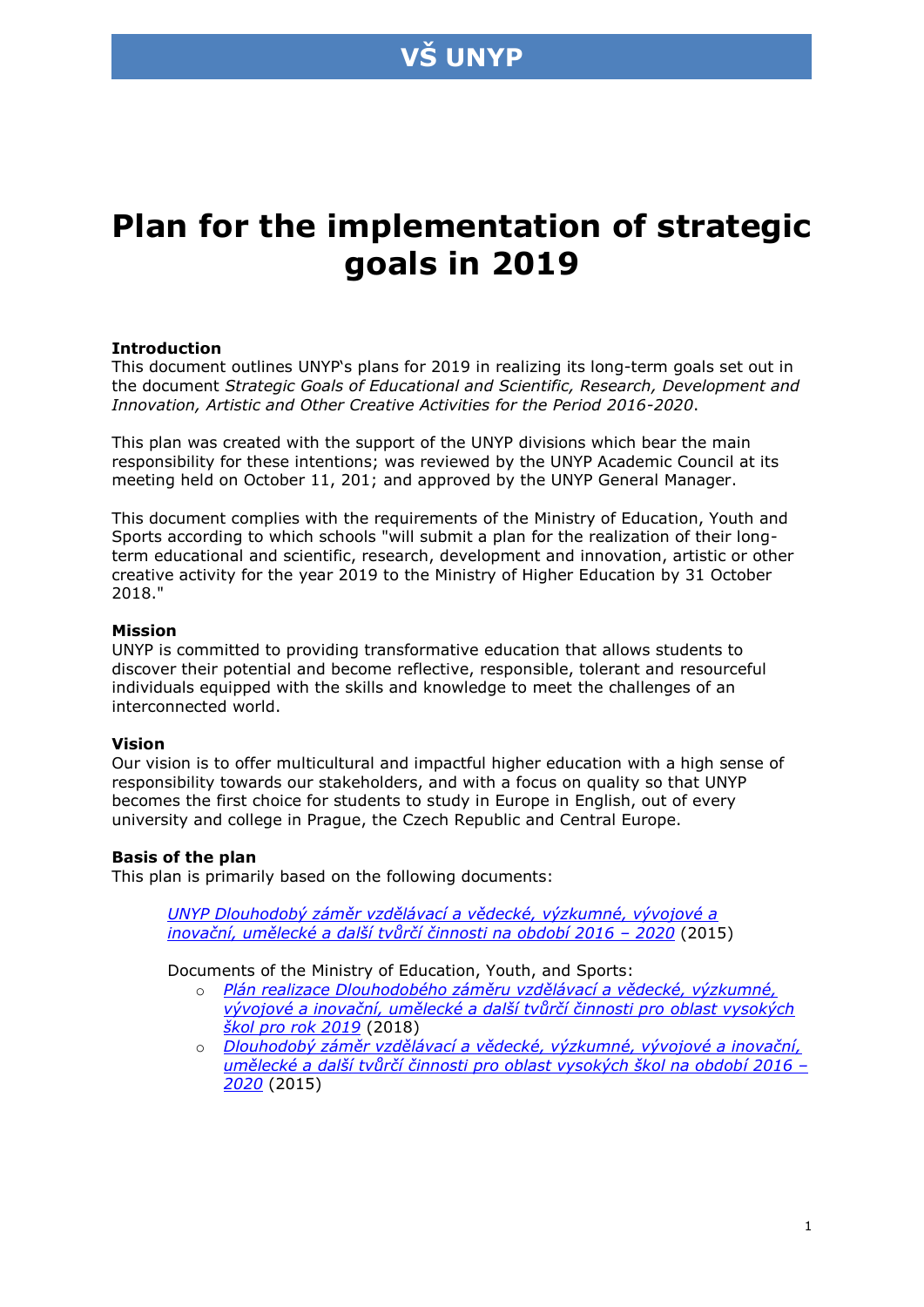# Plan for the implementation of strategic goals in 2019

**Introduction**

This document outlines UNYP's plans for 2019 in realizing its long-term goals set out in the document *Strategic Goals of Educational and Scientific, Research, Development and Innovation, Artistic and Other Creative Activities for the Period 2016-2020*.

This plan was created with the support of the UNYP divisions which bear the main responsibility for these intentions; was reviewed by the UNYP Academic Council at its meeting held on October 11, 201; and approved by the UNYP General Manager.

This document complies with the requirements of the Ministry of Education, Youth and Sports according to which schools "will submit a plan for the realization of their long-term educational and scientific, research, development and innovation, artistic or other creative activity for the year 2019 to the Ministry of Higher Education by 31 October 2018."

**Mission**

UNYP is committed to providing transformative education that allows students to discover their potential and become reflective, responsible, tolerant and resourceful individuals equipped with the skills and knowledge to meet the challenges of an interconnected world.

**Vision**

Our vision is to offer multicultural and impactful higher education with a high sense of responsibility towards our stakeholders, and with a focus on quality so that UNYP becomes the first choice for students to study in Europe in English, out of every university and college in Prague, the Czech Republic and Central Europe.

**Basis of the plan**

This plan is primarily based on the following documents:

> *UNYP Dlouhodobý záměr vzdělávací a vědecké, výzkumné, vývojové a inovační, umělecké a další tvůrčí činnosti na období 2016 – 2020* (2015)
>
> Documents of the Ministry of Education, Youth, and Sports:
>
> - *Plán realizace Dlouhodobého záměru vzdělávací a vědecké, výzkumné, vývojové a inovační, umělecké a další tvůrčí činnosti pro oblast vysokých škol pro rok 2019* (2018)
> - *Dlouhodobý záměr vzdělávací a vědecké, výzkumné, vývojové a inovační, umělecké a další tvůrčí činnosti pro oblast vysokých škol na období 2016 – 2020* (2015)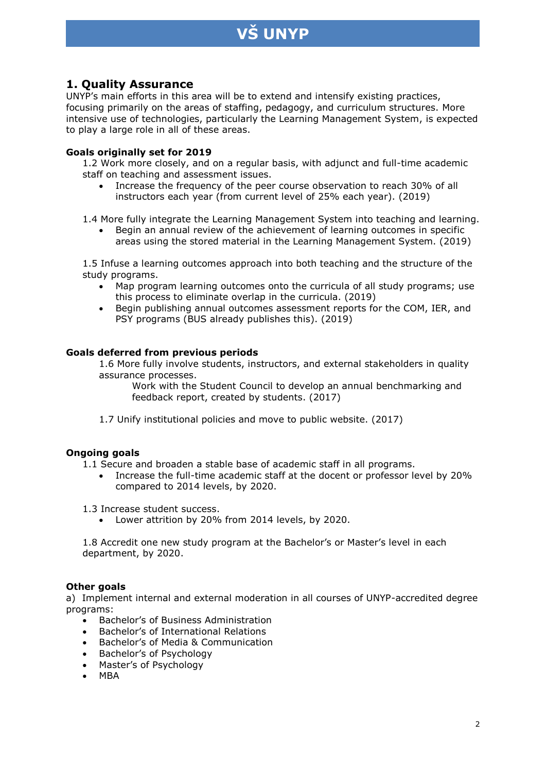## 1. Quality Assurance

UNYP's main efforts in this area will be to extend and intensify existing practices, focusing primarily on the areas of staffing, pedagogy, and curriculum structures. More intensive use of technologies, particularly the Learning Management System, is expected to play a large role in all of these areas.

**Goals originally set for 2019**

1.2 Work more closely, and on a regular basis, with adjunct and full-time academic staff on teaching and assessment issues.

- Increase the frequency of the peer course observation to reach 30% of all instructors each year (from current level of 25% each year). (2019)

1.4 More fully integrate the Learning Management System into teaching and learning.

- Begin an annual review of the achievement of learning outcomes in specific areas using the stored material in the Learning Management System. (2019)

1.5 Infuse a learning outcomes approach into both teaching and the structure of the study programs.

- Map program learning outcomes onto the curricula of all study programs; use this process to eliminate overlap in the curricula. (2019)
- Begin publishing annual outcomes assessment reports for the COM, IER, and PSY programs (BUS already publishes this). (2019)

**Goals deferred from previous periods**

1.6 More fully involve students, instructors, and external stakeholders in quality assurance processes.

Work with the Student Council to develop an annual benchmarking and feedback report, created by students. (2017)

1.7 Unify institutional policies and move to public website. (2017)

**Ongoing goals**

1.1 Secure and broaden a stable base of academic staff in all programs.

- Increase the full-time academic staff at the docent or professor level by 20% compared to 2014 levels, by 2020.

1.3 Increase student success.

- Lower attrition by 20% from 2014 levels, by 2020.

1.8 Accredit one new study program at the Bachelor's or Master's level in each department, by 2020.

**Other goals**

a) Implement internal and external moderation in all courses of UNYP-accredited degree programs:

- Bachelor's of Business Administration
- Bachelor's of International Relations
- Bachelor's of Media & Communication
- Bachelor's of Psychology
- Master's of Psychology
- MBA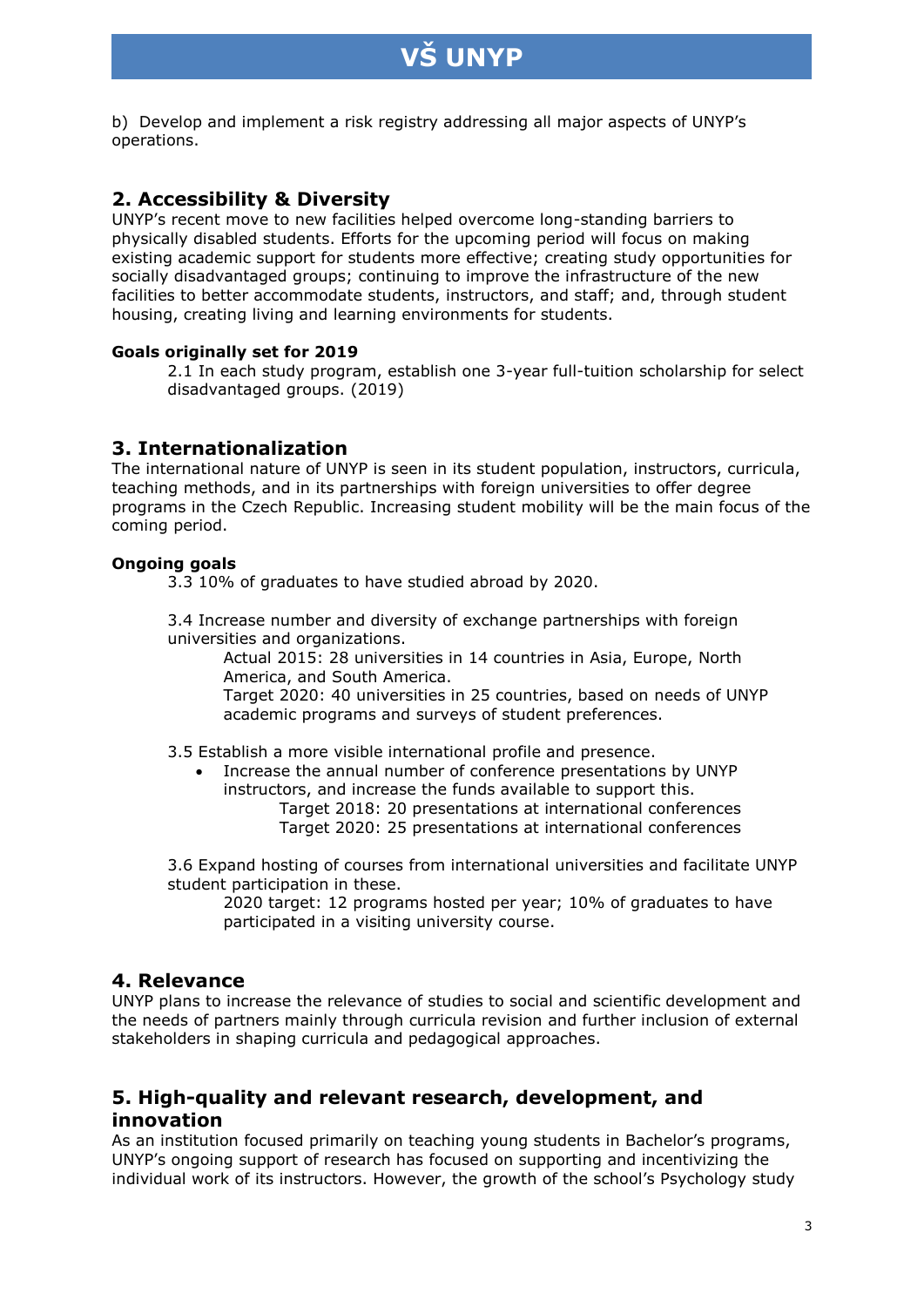b) Develop and implement a risk registry addressing all major aspects of UNYP's operations.

## 2. Accessibility & Diversity

UNYP's recent move to new facilities helped overcome long-standing barriers to physically disabled students. Efforts for the upcoming period will focus on making existing academic support for students more effective; creating study opportunities for socially disadvantaged groups; continuing to improve the infrastructure of the new facilities to better accommodate students, instructors, and staff; and, through student housing, creating living and learning environments for students.

#### Goals originally set for 2019

2.1 In each study program, establish one 3-year full-tuition scholarship for select disadvantaged groups. (2019)

## 3. Internationalization

The international nature of UNYP is seen in its student population, instructors, curricula, teaching methods, and in its partnerships with foreign universities to offer degree programs in the Czech Republic. Increasing student mobility will be the main focus of the coming period.

#### Ongoing goals

3.3 10% of graduates to have studied abroad by 2020.

3.4 Increase number and diversity of exchange partnerships with foreign universities and organizations.

Actual 2015: 28 universities in 14 countries in Asia, Europe, North America, and South America.

Target 2020: 40 universities in 25 countries, based on needs of UNYP academic programs and surveys of student preferences.

3.5 Establish a more visible international profile and presence.

- Increase the annual number of conference presentations by UNYP instructors, and increase the funds available to support this.
  - Target 2018: 20 presentations at international conferences
  - Target 2020: 25 presentations at international conferences

3.6 Expand hosting of courses from international universities and facilitate UNYP student participation in these.

2020 target: 12 programs hosted per year; 10% of graduates to have participated in a visiting university course.

## 4. Relevance

UNYP plans to increase the relevance of studies to social and scientific development and the needs of partners mainly through curricula revision and further inclusion of external stakeholders in shaping curricula and pedagogical approaches.

## 5. High-quality and relevant research, development, and innovation

As an institution focused primarily on teaching young students in Bachelor's programs, UNYP's ongoing support of research has focused on supporting and incentivizing the individual work of its instructors. However, the growth of the school's Psychology study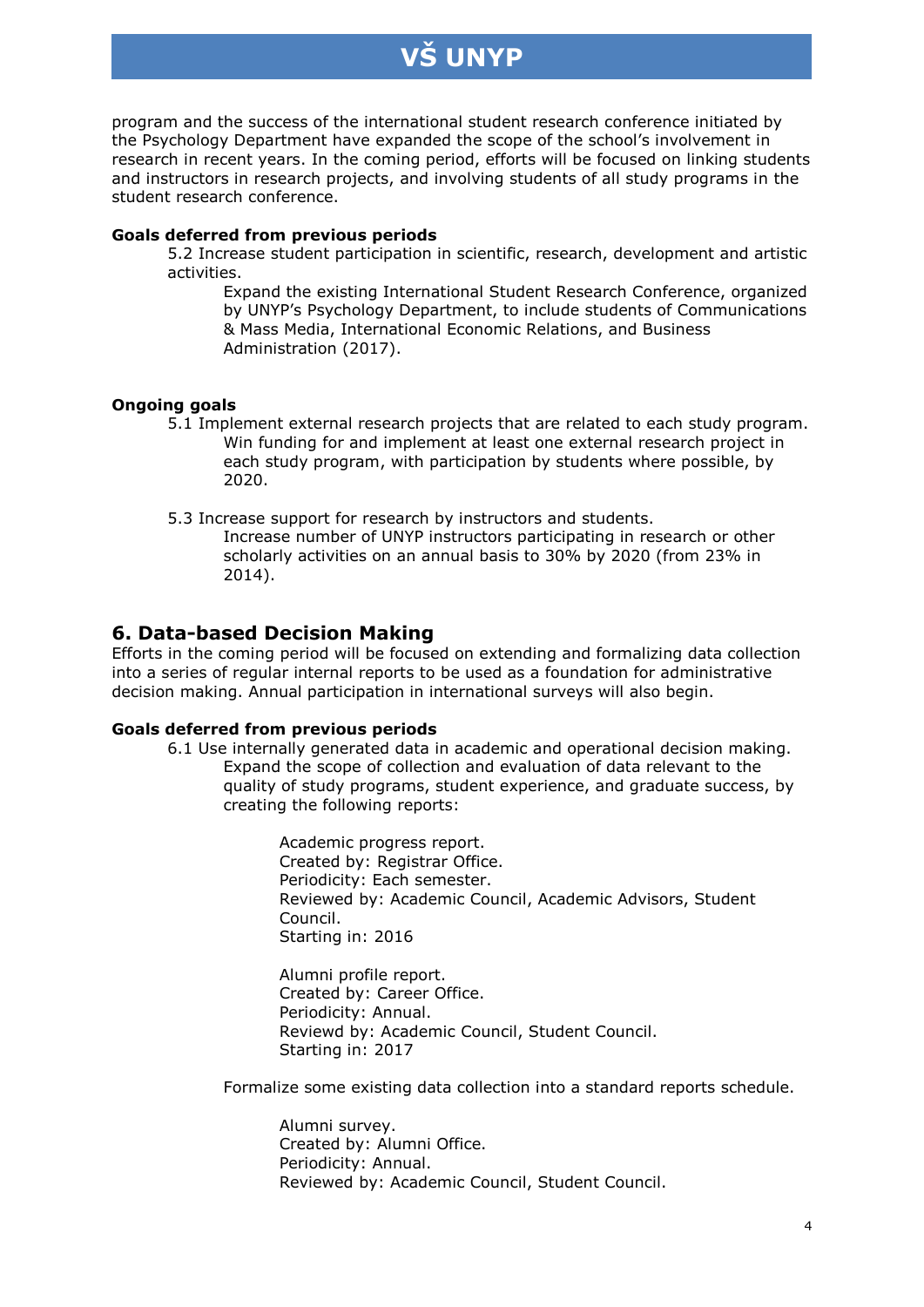program and the success of the international student research conference initiated by the Psychology Department have expanded the scope of the school's involvement in research in recent years. In the coming period, efforts will be focused on linking students and instructors in research projects, and involving students of all study programs in the student research conference.

**Goals deferred from previous periods**

5.2 Increase student participation in scientific, research, development and artistic activities.

Expand the existing International Student Research Conference, organized by UNYP's Psychology Department, to include students of Communications & Mass Media, International Economic Relations, and Business Administration (2017).

**Ongoing goals**

5.1 Implement external research projects that are related to each study program.

Win funding for and implement at least one external research project in each study program, with participation by students where possible, by 2020.

5.3 Increase support for research by instructors and students.

Increase number of UNYP instructors participating in research or other scholarly activities on an annual basis to 30% by 2020 (from 23% in 2014).

## 6. Data-based Decision Making

Efforts in the coming period will be focused on extending and formalizing data collection into a series of regular internal reports to be used as a foundation for administrative decision making. Annual participation in international surveys will also begin.

**Goals deferred from previous periods**

6.1 Use internally generated data in academic and operational decision making.

Expand the scope of collection and evaluation of data relevant to the quality of study programs, student experience, and graduate success, by creating the following reports:

Academic progress report.
Created by: Registrar Office.
Periodicity: Each semester.
Reviewed by: Academic Council, Academic Advisors, Student Council.
Starting in: 2016

Alumni profile report.
Created by: Career Office.
Periodicity: Annual.
Reviewd by: Academic Council, Student Council.
Starting in: 2017

Formalize some existing data collection into a standard reports schedule.

Alumni survey.
Created by: Alumni Office.
Periodicity: Annual.
Reviewed by: Academic Council, Student Council.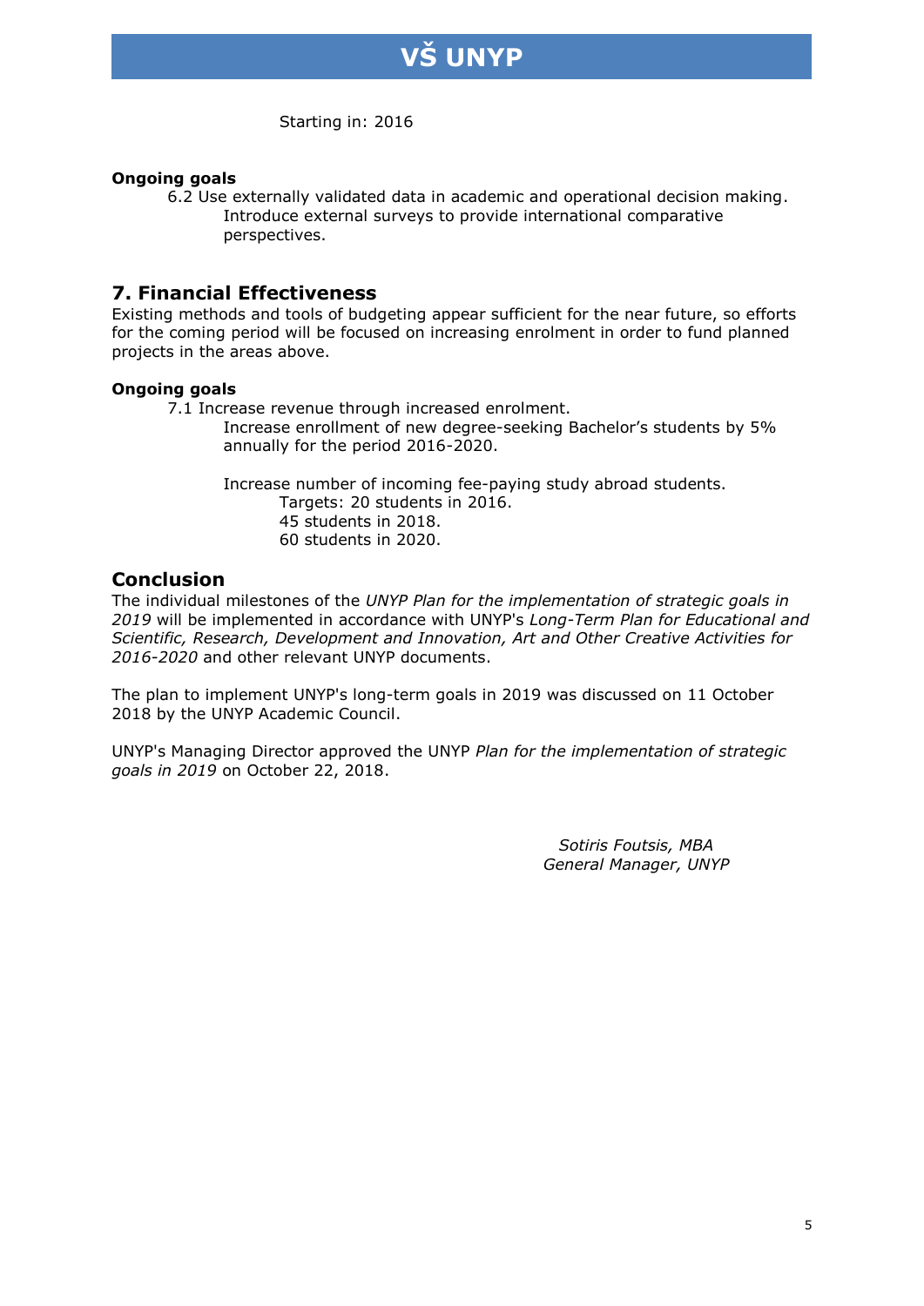Starting in: 2016

**Ongoing goals**

6.2 Use externally validated data in academic and operational decision making.
Introduce external surveys to provide international comparative perspectives.

## 7. Financial Effectiveness

Existing methods and tools of budgeting appear sufficient for the near future, so efforts for the coming period will be focused on increasing enrolment in order to fund planned projects in the areas above.

**Ongoing goals**

7.1 Increase revenue through increased enrolment.
Increase enrollment of new degree-seeking Bachelor's students by 5% annually for the period 2016-2020.

Increase number of incoming fee-paying study abroad students.
Targets: 20 students in 2016.
45 students in 2018.
60 students in 2020.

## Conclusion

The individual milestones of the *UNYP Plan for the implementation of strategic goals in 2019* will be implemented in accordance with UNYP's *Long-Term Plan for Educational and Scientific, Research, Development and Innovation, Art and Other Creative Activities for 2016-2020* and other relevant UNYP documents.

The plan to implement UNYP's long-term goals in 2019 was discussed on 11 October 2018 by the UNYP Academic Council.

UNYP's Managing Director approved the UNYP *Plan for the implementation of strategic goals in 2019* on October 22, 2018.

*Sotiris Foutsis, MBA*
*General Manager, UNYP*